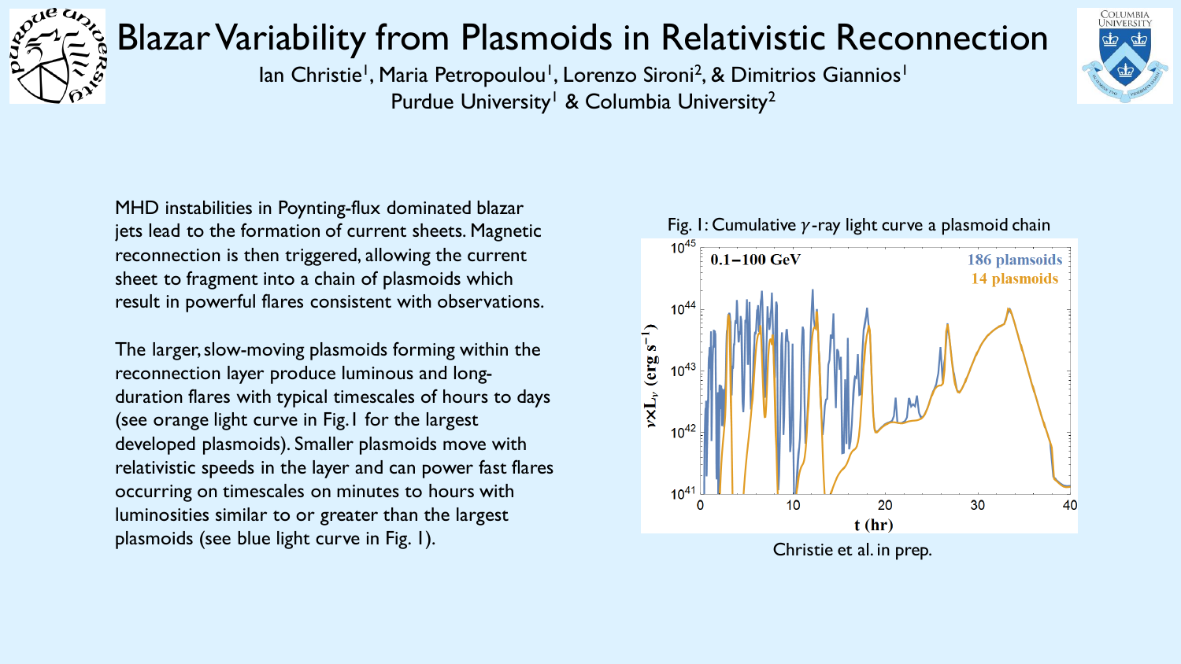# Blazar Variability from Plasmoids in Relativistic Reconnection

Ian Christie[1], Maria Petropoulou[1], Lorenzo Sironi[2], & Dimitrios Giannios[1]

Purdue University[1] & Columbia University[2]

MHD instabilities in Poynting-flux dominated blazar jets lead to the formation of current sheets. Magnetic reconnection is then triggered, allowing the current sheet to fragment into a chain of plasmoids which result in powerful flares consistent with observations.

The larger, slow-moving plasmoids forming within the reconnection layer produce luminous and long-duration flares with typical timescales of hours to days (see orange light curve in Fig.1 for the largest developed plasmoids). Smaller plasmoids move with relativistic speeds in the layer and can power fast flares occurring on timescales on minutes to hours with luminosities similar to or greater than the largest plasmoids (see blue light curve in Fig. 1).

Fig. 1: Cumulative $\gamma$-ray light curve a plasmoid chain

Christie et al. in prep.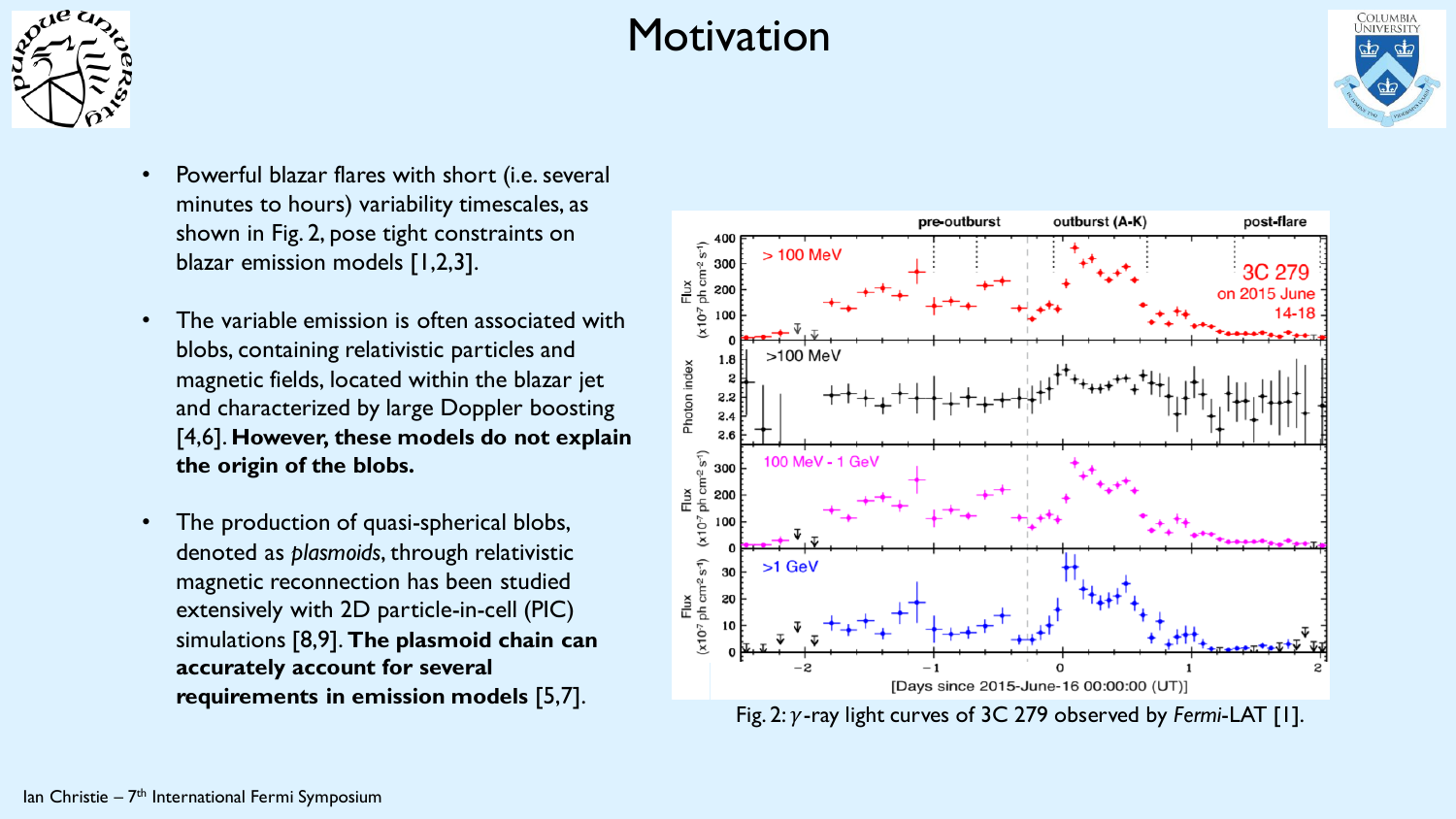# Motivation

- Powerful blazar flares with short (i.e. several minutes to hours) variability timescales, as shown in Fig. 2, pose tight constraints on blazar emission models [1,2,3].
- The variable emission is often associated with blobs, containing relativistic particles and magnetic fields, located within the blazar jet and characterized by large Doppler boosting [4,6]. **However, these models do not explain the origin of the blobs.**
- The production of quasi-spherical blobs, denoted as *plasmoids*, through relativistic magnetic reconnection has been studied extensively with 2D particle-in-cell (PIC) simulations [8,9]. **The plasmoid chain can accurately account for several requirements in emission models** [5,7].

Fig. 2: $\gamma$-ray light curves of 3C 279 observed by *Fermi*-LAT [1].

Ian Christie – 7th International Fermi Symposium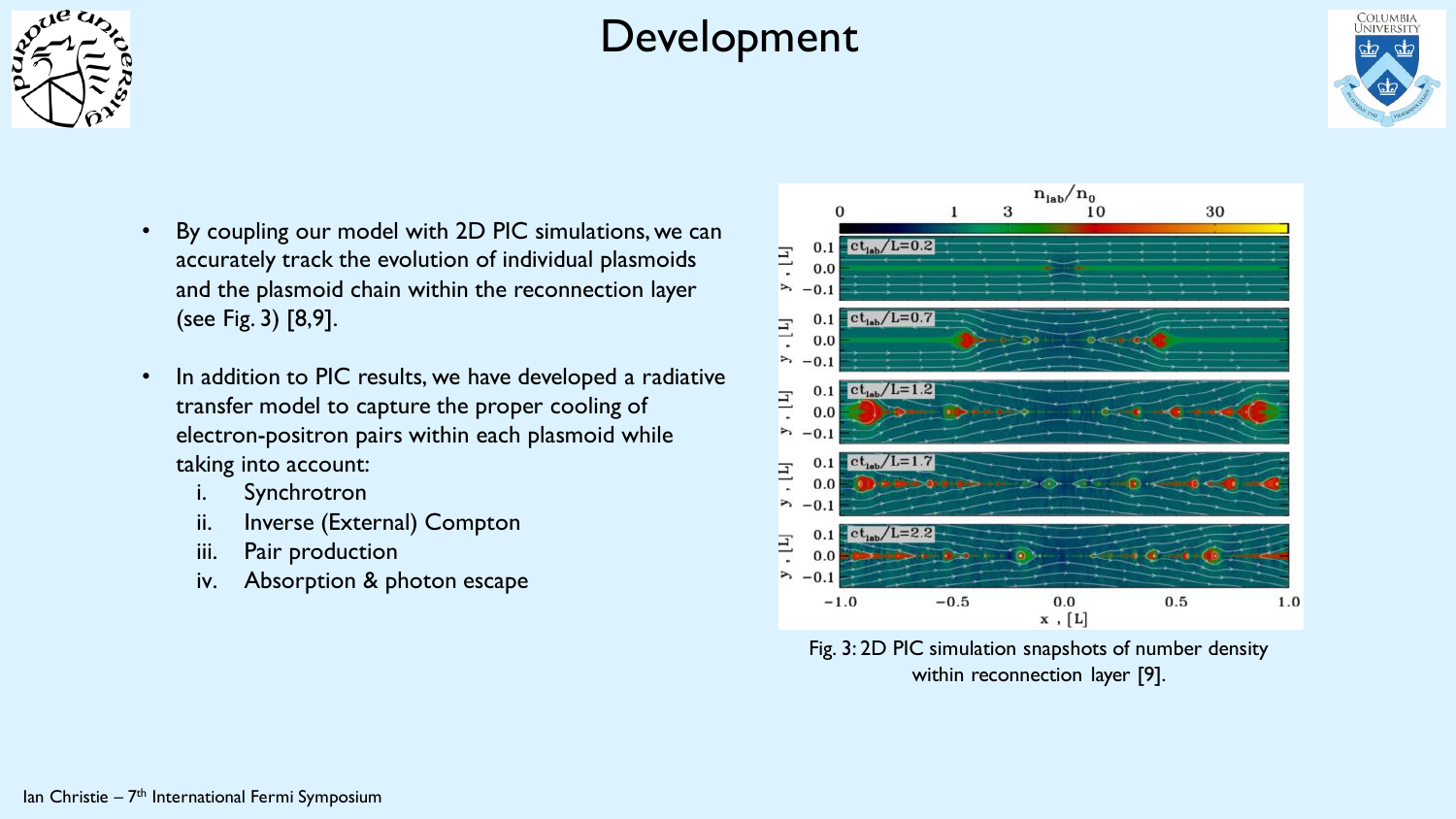# Development

- By coupling our model with 2D PIC simulations, we can accurately track the evolution of individual plasmoids and the plasmoid chain within the reconnection layer (see Fig. 3) [8,9].
- In addition to PIC results, we have developed a radiative transfer model to capture the proper cooling of electron-positron pairs within each plasmoid while taking into account:
  i. Synchrotron
  ii. Inverse (External) Compton
  iii. Pair production
  iv. Absorption & photon escape

Fig. 3: 2D PIC simulation snapshots of number density within reconnection layer [9].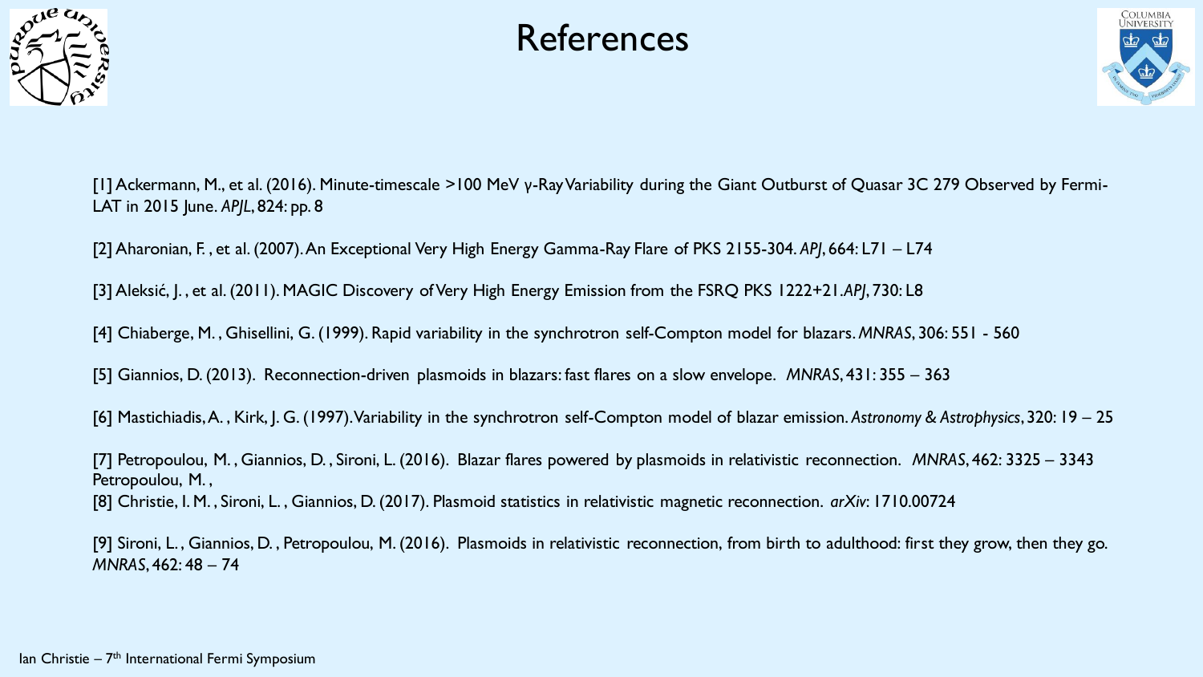# References

[1] Ackermann, M., et al. (2016). Minute-timescale >100 MeV γ-Ray Variability during the Giant Outburst of Quasar 3C 279 Observed by Fermi-LAT in 2015 June. *APJL*, 824: pp. 8

[2] Aharonian, F. , et al. (2007). An Exceptional Very High Energy Gamma-Ray Flare of PKS 2155-304. *APJ*, 664: L71 – L74

[3] Aleksić, J. , et al. (2011). MAGIC Discovery of Very High Energy Emission from the FSRQ PKS 1222+21. *APJ*, 730: L8

[4] Chiaberge, M. , Ghisellini, G. (1999). Rapid variability in the synchrotron self-Compton model for blazars. *MNRAS*, 306: 551 - 560

[5] Giannios, D. (2013). Reconnection-driven plasmoids in blazars: fast flares on a slow envelope. *MNRAS*, 431: 355 – 363

[6] Mastichiadis, A. , Kirk, J. G. (1997). Variability in the synchrotron self-Compton model of blazar emission. *Astronomy & Astrophysics*, 320: 19 – 25

[7] Petropoulou, M. , Giannios, D. , Sironi, L. (2016). Blazar flares powered by plasmoids in relativistic reconnection. *MNRAS*, 462: 3325 – 3343

Petropoulou, M. ,

[8] Christie, I. M. , Sironi, L. , Giannios, D. (2017). Plasmoid statistics in relativistic magnetic reconnection. *arXiv*: 1710.00724

[9] Sironi, L. , Giannios, D. , Petropoulou, M. (2016). Plasmoids in relativistic reconnection, from birth to adulthood: first they grow, then they go. *MNRAS*, 462: 48 – 74